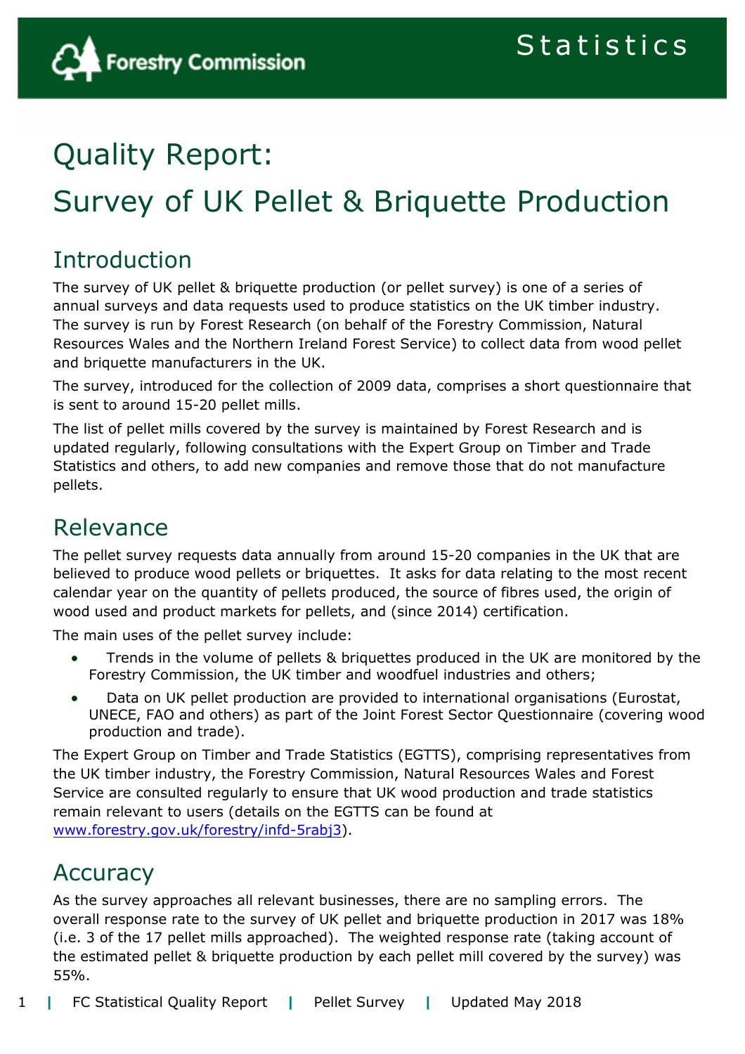# Quality Report: Survey of UK Pellet & Briquette Production

## Introduction

The survey of UK pellet & briquette production (or pellet survey) is one of a series of annual surveys and data requests used to produce statistics on the UK timber industry. The survey is run by Forest Research (on behalf of the Forestry Commission, Natural Resources Wales and the Northern Ireland Forest Service) to collect data from wood pellet and briquette manufacturers in the UK.

The survey, introduced for the collection of 2009 data, comprises a short questionnaire that is sent to around 15-20 pellet mills.

The list of pellet mills covered by the survey is maintained by Forest Research and is updated regularly, following consultations with the Expert Group on Timber and Trade Statistics and others, to add new companies and remove those that do not manufacture pellets.

## Relevance

The pellet survey requests data annually from around 15-20 companies in the UK that are believed to produce wood pellets or briquettes. It asks for data relating to the most recent calendar year on the quantity of pellets produced, the source of fibres used, the origin of wood used and product markets for pellets, and (since 2014) certification.

The main uses of the pellet survey include:

- Trends in the volume of pellets & briquettes produced in the UK are monitored by the Forestry Commission, the UK timber and woodfuel industries and others;
- Data on UK pellet production are provided to international organisations (Eurostat, UNECE, FAO and others) as part of the Joint Forest Sector Questionnaire (covering wood production and trade).

The Expert Group on Timber and Trade Statistics (EGTTS), comprising representatives from the UK timber industry, the Forestry Commission, Natural Resources Wales and Forest Service are consulted regularly to ensure that UK wood production and trade statistics remain relevant to users (details on the EGTTS can be found at [www.forestry.gov.uk/forestry/infd-5rabj3](www.forestry.gov.uk/forestry/infd-5rabj3)).

## Accuracy

As the survey approaches all relevant businesses, there are no sampling errors. The overall response rate to the survey of UK pellet and briquette production in 2017 was 18% (i.e. 3 of the 17 pellet mills approached). The weighted response rate (taking account of the estimated pellet & briquette production by each pellet mill covered by the survey) was 55%.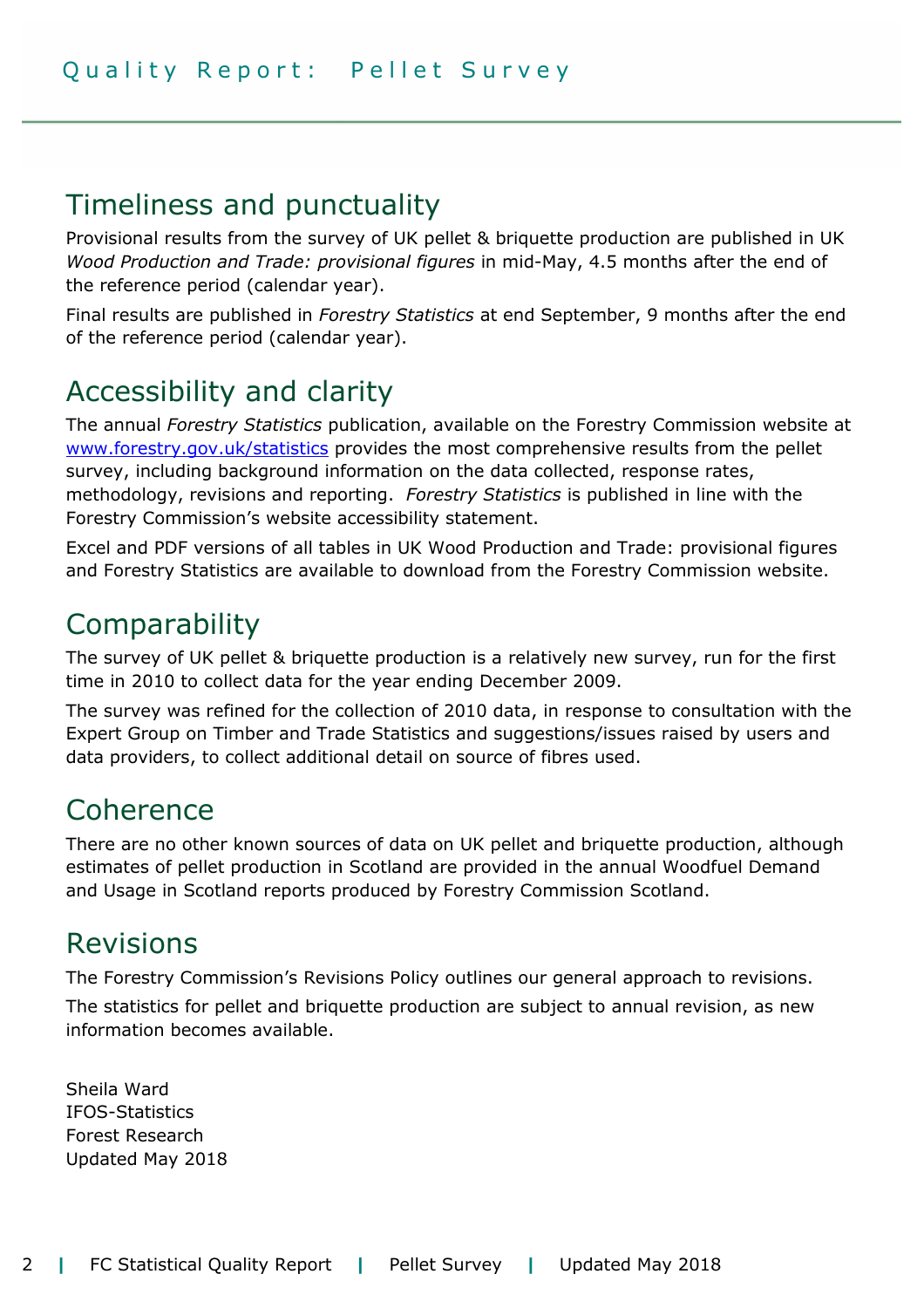## Timeliness and punctuality

Provisional results from the survey of UK pellet & briquette production are published in UK *Wood Production and Trade: provisional figures* in mid-May, 4.5 months after the end of the reference period (calendar year).

Final results are published in *Forestry Statistics* at end September, 9 months after the end of the reference period (calendar year).

## Accessibility and clarity

The annual *Forestry Statistics* publication, available on the Forestry Commission website at www.forestry.gov.uk/statistics provides the most comprehensive results from the pellet survey, including background information on the data collected, response rates, methodology, revisions and reporting. *Forestry Statistics* is published in line with the Forestry Commission's website accessibility statement.

Excel and PDF versions of all tables in UK Wood Production and Trade: provisional figures and Forestry Statistics are available to download from the Forestry Commission website.

## Comparability

The survey of UK pellet & briquette production is a relatively new survey, run for the first time in 2010 to collect data for the year ending December 2009.

The survey was refined for the collection of 2010 data, in response to consultation with the Expert Group on Timber and Trade Statistics and suggestions/issues raised by users and data providers, to collect additional detail on source of fibres used.

## Coherence

There are no other known sources of data on UK pellet and briquette production, although estimates of pellet production in Scotland are provided in the annual Woodfuel Demand and Usage in Scotland reports produced by Forestry Commission Scotland.

## Revisions

The Forestry Commission's Revisions Policy outlines our general approach to revisions.

The statistics for pellet and briquette production are subject to annual revision, as new information becomes available.

Sheila Ward
IFOS-Statistics
Forest Research
Updated May 2018